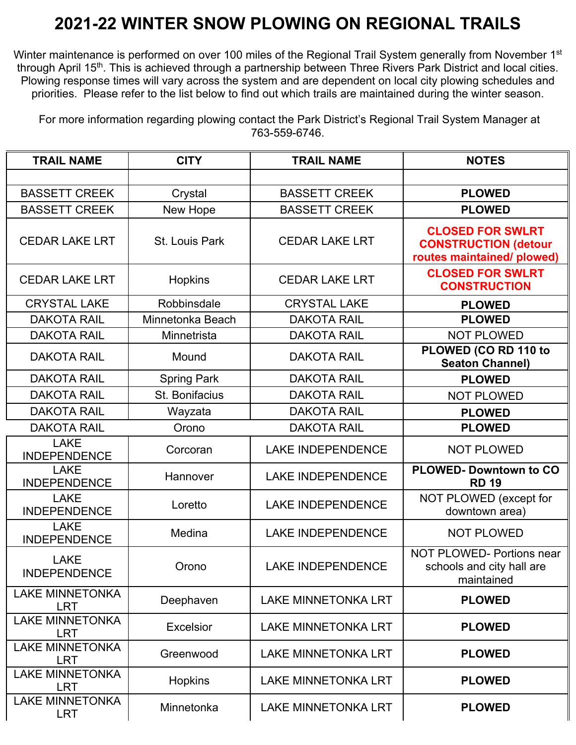# 2021-22 WINTER SNOW PLOWING ON REGIONAL TRAILS

Winter maintenance is performed on over 100 miles of the Regional Trail System generally from November 1st through April 15th. This is achieved through a partnership between Three Rivers Park District and local cities. Plowing response times will vary across the system and are dependent on local city plowing schedules and priorities. Please refer to the list below to find out which trails are maintained during the winter season.

For more information regarding plowing contact the Park District's Regional Trail System Manager at 763-559-6746.

| TRAIL NAME | CITY | TRAIL NAME | NOTES |
|---|---|---|---|
| | | | |
| BASSETT CREEK | Crystal | BASSETT CREEK | **PLOWED** |
| BASSETT CREEK | New Hope | BASSETT CREEK | **PLOWED** |
| CEDAR LAKE LRT | St. Louis Park | CEDAR LAKE LRT | **CLOSED FOR SWLRT CONSTRUCTION (detour routes maintained/ plowed)** |
| CEDAR LAKE LRT | Hopkins | CEDAR LAKE LRT | **CLOSED FOR SWLRT CONSTRUCTION** |
| CRYSTAL LAKE | Robbinsdale | CRYSTAL LAKE | **PLOWED** |
| DAKOTA RAIL | Minnetonka Beach | DAKOTA RAIL | **PLOWED** |
| DAKOTA RAIL | Minnetrista | DAKOTA RAIL | NOT PLOWED |
| DAKOTA RAIL | Mound | DAKOTA RAIL | **PLOWED (CO RD 110 to Seaton Channel)** |
| DAKOTA RAIL | Spring Park | DAKOTA RAIL | **PLOWED** |
| DAKOTA RAIL | St. Bonifacius | DAKOTA RAIL | NOT PLOWED |
| DAKOTA RAIL | Wayzata | DAKOTA RAIL | **PLOWED** |
| DAKOTA RAIL | Orono | DAKOTA RAIL | **PLOWED** |
| LAKE INDEPENDENCE | Corcoran | LAKE INDEPENDENCE | NOT PLOWED |
| LAKE INDEPENDENCE | Hannover | LAKE INDEPENDENCE | **PLOWED- Downtown to CO RD 19** |
| LAKE INDEPENDENCE | Loretto | LAKE INDEPENDENCE | NOT PLOWED (except for downtown area) |
| LAKE INDEPENDENCE | Medina | LAKE INDEPENDENCE | NOT PLOWED |
| LAKE INDEPENDENCE | Orono | LAKE INDEPENDENCE | NOT PLOWED- Portions near schools and city hall are maintained |
| LAKE MINNETONKA LRT | Deephaven | LAKE MINNETONKA LRT | **PLOWED** |
| LAKE MINNETONKA LRT | Excelsior | LAKE MINNETONKA LRT | **PLOWED** |
| LAKE MINNETONKA LRT | Greenwood | LAKE MINNETONKA LRT | **PLOWED** |
| LAKE MINNETONKA LRT | Hopkins | LAKE MINNETONKA LRT | **PLOWED** |
| LAKE MINNETONKA LRT | Minnetonka | LAKE MINNETONKA LRT | **PLOWED** |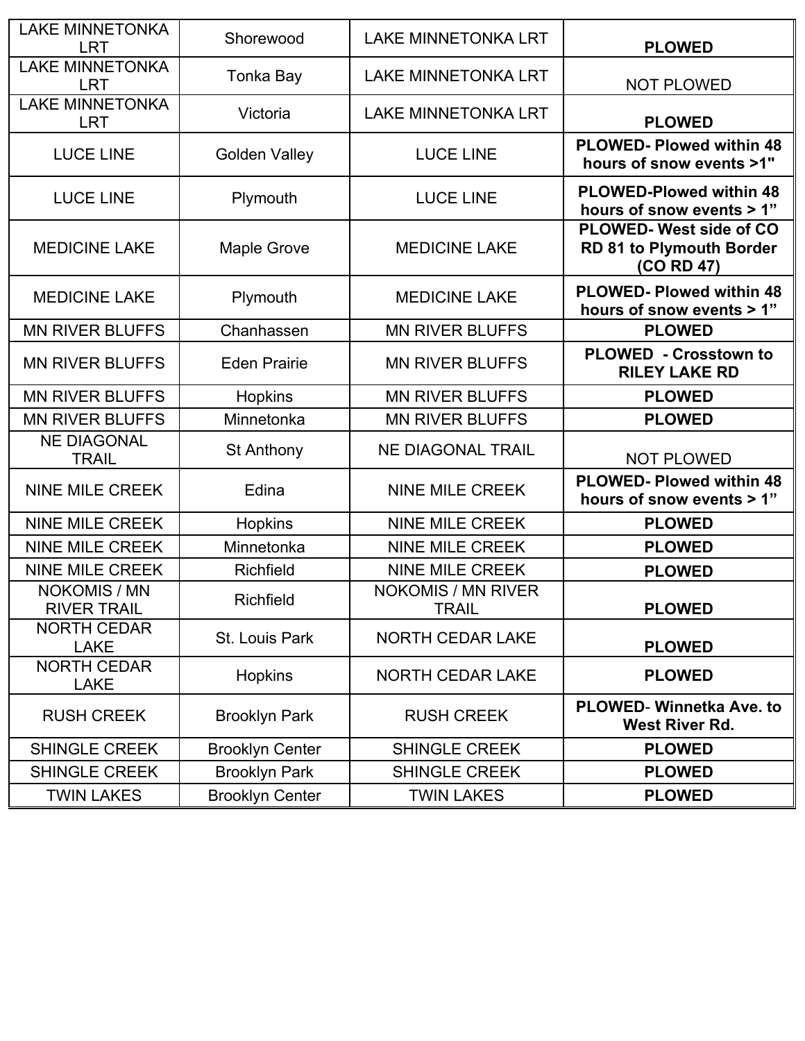| | | | |
|---|---|---|---|
| LAKE MINNETONKA LRT | Shorewood | LAKE MINNETONKA LRT | **PLOWED** |
| LAKE MINNETONKA LRT | Tonka Bay | LAKE MINNETONKA LRT | NOT PLOWED |
| LAKE MINNETONKA LRT | Victoria | LAKE MINNETONKA LRT | **PLOWED** |
| LUCE LINE | Golden Valley | LUCE LINE | **PLOWED- Plowed within 48 hours of snow events >1"** |
| LUCE LINE | Plymouth | LUCE LINE | **PLOWED-Plowed within 48 hours of snow events > 1”** |
| MEDICINE LAKE | Maple Grove | MEDICINE LAKE | **PLOWED- West side of CO RD 81 to Plymouth Border (CO RD 47)** |
| MEDICINE LAKE | Plymouth | MEDICINE LAKE | **PLOWED- Plowed within 48 hours of snow events > 1”** |
| MN RIVER BLUFFS | Chanhassen | MN RIVER BLUFFS | **PLOWED** |
| MN RIVER BLUFFS | Eden Prairie | MN RIVER BLUFFS | **PLOWED - Crosstown to RILEY LAKE RD** |
| MN RIVER BLUFFS | Hopkins | MN RIVER BLUFFS | **PLOWED** |
| MN RIVER BLUFFS | Minnetonka | MN RIVER BLUFFS | **PLOWED** |
| NE DIAGONAL TRAIL | St Anthony | NE DIAGONAL TRAIL | NOT PLOWED |
| NINE MILE CREEK | Edina | NINE MILE CREEK | **PLOWED- Plowed within 48 hours of snow events > 1”** |
| NINE MILE CREEK | Hopkins | NINE MILE CREEK | **PLOWED** |
| NINE MILE CREEK | Minnetonka | NINE MILE CREEK | **PLOWED** |
| NINE MILE CREEK | Richfield | NINE MILE CREEK | **PLOWED** |
| NOKOMIS / MN RIVER TRAIL | Richfield | NOKOMIS / MN RIVER TRAIL | **PLOWED** |
| NORTH CEDAR LAKE | St. Louis Park | NORTH CEDAR LAKE | **PLOWED** |
| NORTH CEDAR LAKE | Hopkins | NORTH CEDAR LAKE | **PLOWED** |
| RUSH CREEK | Brooklyn Park | RUSH CREEK | **PLOWED**- **Winnetka Ave. to West River Rd.** |
| SHINGLE CREEK | Brooklyn Center | SHINGLE CREEK | **PLOWED** |
| SHINGLE CREEK | Brooklyn Park | SHINGLE CREEK | **PLOWED** |
| TWIN LAKES | Brooklyn Center | TWIN LAKES | **PLOWED** |